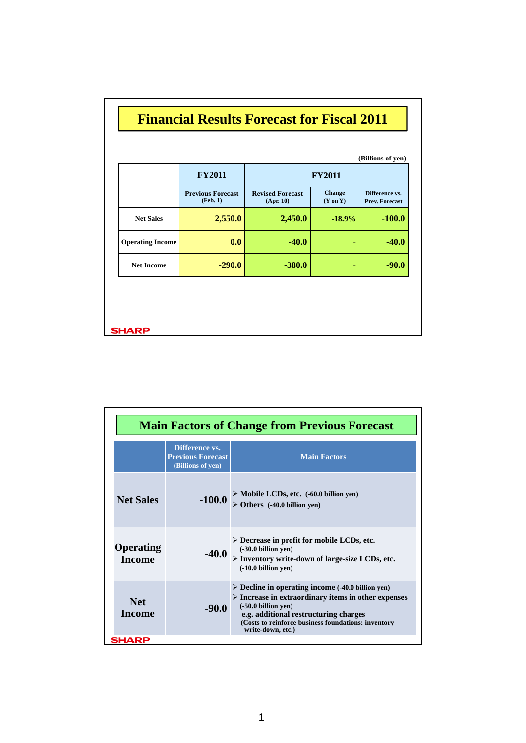# Financial Results Forecast for Fiscal 2011

(Billions of yen)

| | FY2011 | FY2011 | | |
|---|---|---|---|---|
| | Previous Forecast (Feb. 1) | Revised Forecast (Apr. 10) | Change (Y on Y) | Difference vs. Prev. Forecast |
| Net Sales | 2,550.0 | 2,450.0 | -18.9% | -100.0 |
| Operating Income | 0.0 | -40.0 | - | -40.0 |
| Net Income | -290.0 | -380.0 | - | -90.0 |

SHARP

# Main Factors of Change from Previous Forecast

| | Difference vs. Previous Forecast (Billions of yen) | Main Factors |
|---|---|---|
| Net Sales | -100.0 | ➢ Mobile LCDs, etc. (-60.0 billion yen)<br>➢ Others (-40.0 billion yen) |
| Operating Income | -40.0 | ➢ Decrease in profit for mobile LCDs, etc. (-30.0 billion yen)<br>➢ Inventory write-down of large-size LCDs, etc. (-10.0 billion yen) |
| Net Income | -90.0 | ➢ Decline in operating income (-40.0 billion yen)<br>➢ Increase in extraordinary items in other expenses (-50.0 billion yen)<br>e.g. additional restructuring charges<br>(Costs to reinforce business foundations: inventory write-down, etc.) |

SHARP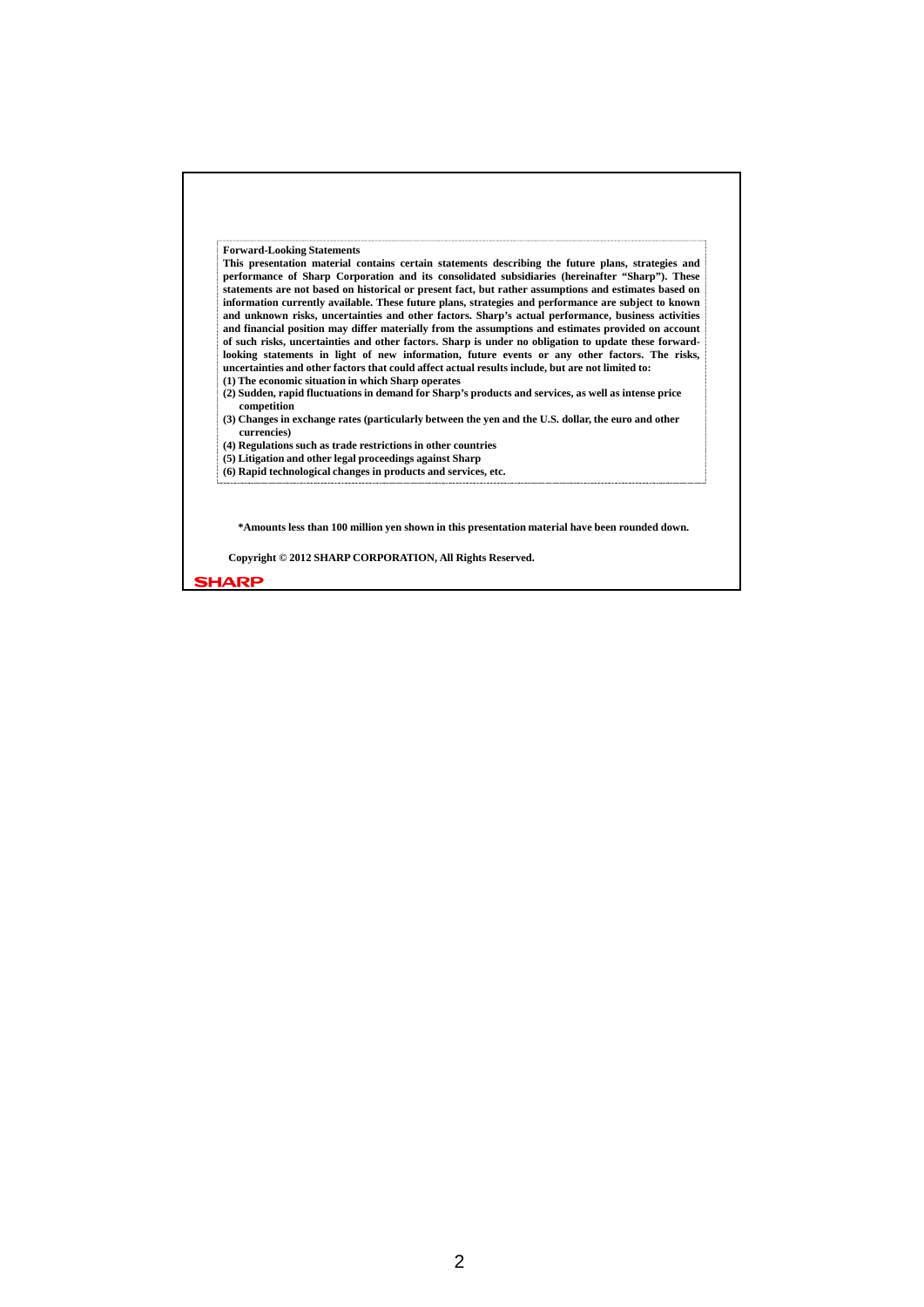**Forward-Looking Statements**

**This presentation material contains certain statements describing the future plans, strategies and performance of Sharp Corporation and its consolidated subsidiaries (hereinafter "Sharp"). These statements are not based on historical or present fact, but rather assumptions and estimates based on information currently available. These future plans, strategies and performance are subject to known and unknown risks, uncertainties and other factors. Sharp's actual performance, business activities and financial position may differ materially from the assumptions and estimates provided on account of such risks, uncertainties and other factors. Sharp is under no obligation to update these forward-looking statements in light of new information, future events or any other factors. The risks, uncertainties and other factors that could affect actual results include, but are not limited to:**

**(1) The economic situation in which Sharp operates**

**(2) Sudden, rapid fluctuations in demand for Sharp's products and services, as well as intense price competition**

**(3) Changes in exchange rates (particularly between the yen and the U.S. dollar, the euro and other currencies)**

**(4) Regulations such as trade restrictions in other countries**

**(5) Litigation and other legal proceedings against Sharp**

**(6) Rapid technological changes in products and services, etc.**

**\*Amounts less than 100 million yen shown in this presentation material have been rounded down.**

**Copyright © 2012 SHARP CORPORATION, All Rights Reserved.**

SHARP